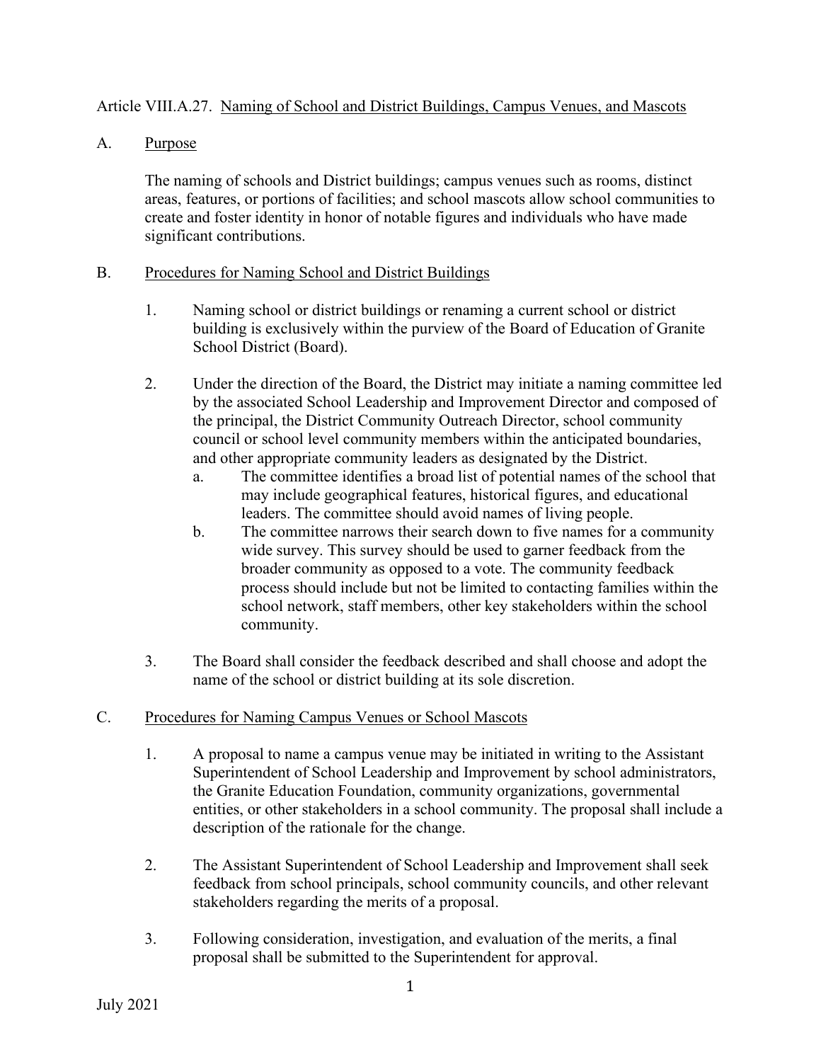Article VIII.A.27. Naming of School and District Buildings, Campus Venues, and Mascots

A. Purpose

The naming of schools and District buildings; campus venues such as rooms, distinct areas, features, or portions of facilities; and school mascots allow school communities to create and foster identity in honor of notable figures and individuals who have made significant contributions.

B. Procedures for Naming School and District Buildings

1. Naming school or district buildings or renaming a current school or district building is exclusively within the purview of the Board of Education of Granite School District (Board).

2. Under the direction of the Board, the District may initiate a naming committee led by the associated School Leadership and Improvement Director and composed of the principal, the District Community Outreach Director, school community council or school level community members within the anticipated boundaries, and other appropriate community leaders as designated by the District.
   a. The committee identifies a broad list of potential names of the school that may include geographical features, historical figures, and educational leaders. The committee should avoid names of living people.
   b. The committee narrows their search down to five names for a community wide survey. This survey should be used to garner feedback from the broader community as opposed to a vote. The community feedback process should include but not be limited to contacting families within the school network, staff members, other key stakeholders within the school community.

3. The Board shall consider the feedback described and shall choose and adopt the name of the school or district building at its sole discretion.

C. Procedures for Naming Campus Venues or School Mascots

1. A proposal to name a campus venue may be initiated in writing to the Assistant Superintendent of School Leadership and Improvement by school administrators, the Granite Education Foundation, community organizations, governmental entities, or other stakeholders in a school community. The proposal shall include a description of the rationale for the change.

2. The Assistant Superintendent of School Leadership and Improvement shall seek feedback from school principals, school community councils, and other relevant stakeholders regarding the merits of a proposal.

3. Following consideration, investigation, and evaluation of the merits, a final proposal shall be submitted to the Superintendent for approval.

July 2021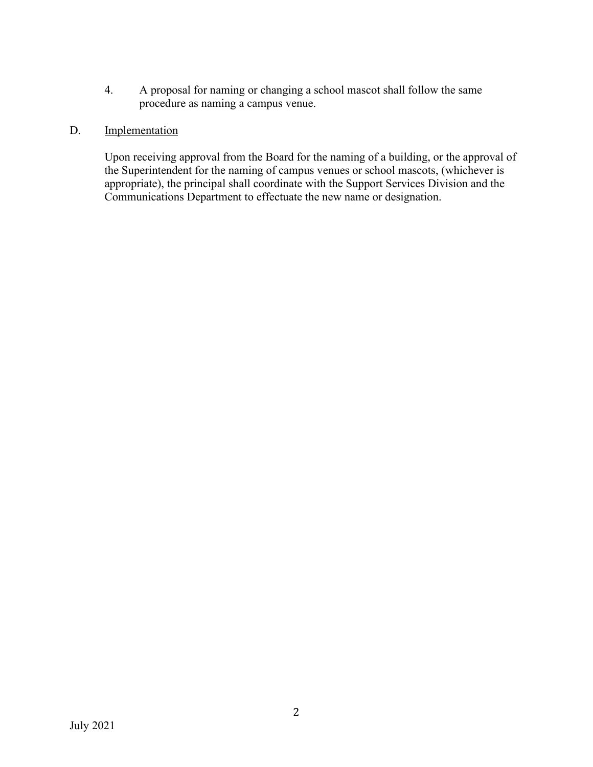4. A proposal for naming or changing a school mascot shall follow the same procedure as naming a campus venue.

D. Implementation

Upon receiving approval from the Board for the naming of a building, or the approval of the Superintendent for the naming of campus venues or school mascots, (whichever is appropriate), the principal shall coordinate with the Support Services Division and the Communications Department to effectuate the new name or designation.